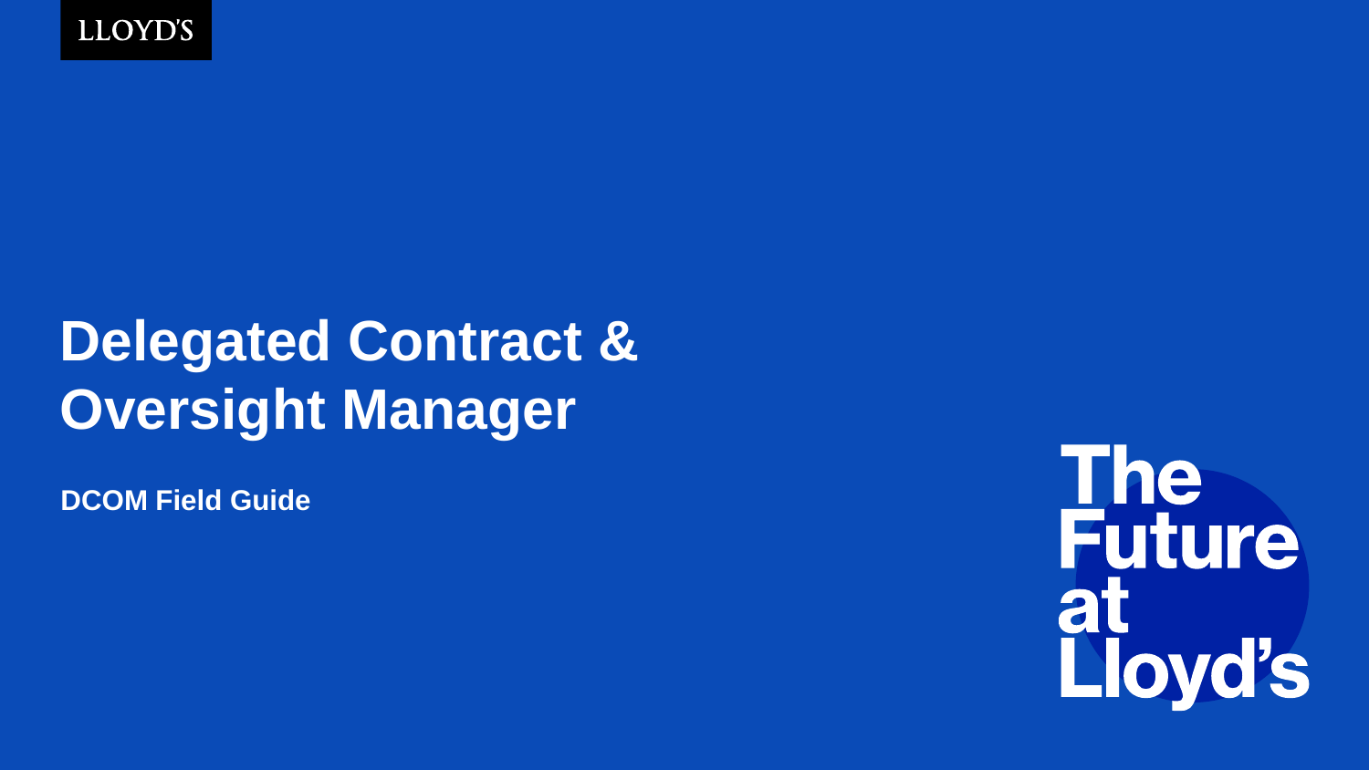LLOYD'S

# Delegated Contract & Oversight Manager

**DCOM Field Guide**

The Future at Lloyd's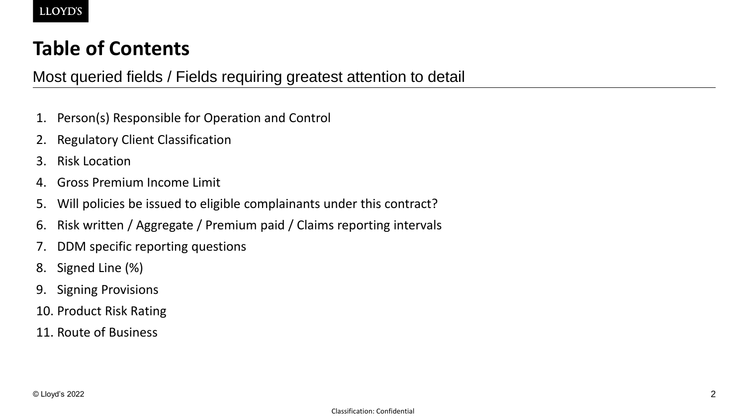# Table of Contents

Most queried fields / Fields requiring greatest attention to detail

1. Person(s) Responsible for Operation and Control
2. Regulatory Client Classification
3. Risk Location
4. Gross Premium Income Limit
5. Will policies be issued to eligible complainants under this contract?
6. Risk written / Aggregate / Premium paid / Claims reporting intervals
7. DDM specific reporting questions
8. Signed Line (%)
9. Signing Provisions
10. Product Risk Rating
11. Route of Business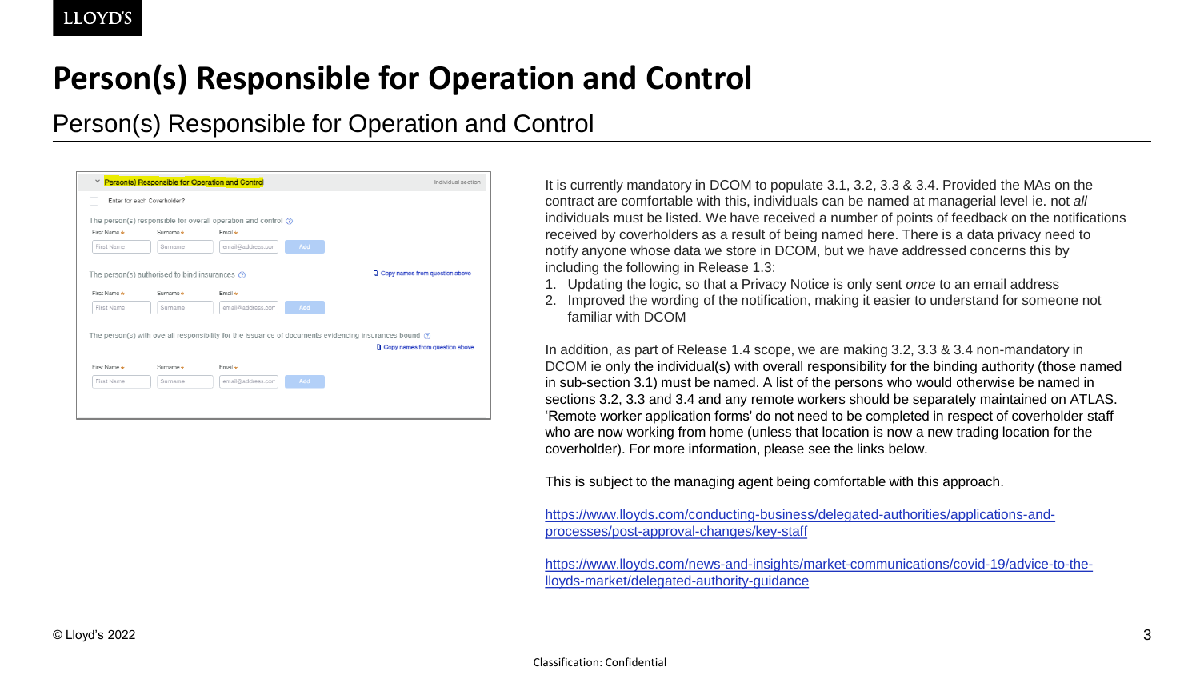# Person(s) Responsible for Operation and Control

## Person(s) Responsible for Operation and Control

Person(s) Responsible for Operation and Control — Individual section

- [ ] Enter for each Coverholder?

The person(s) responsible for overall operation and control ⓘ

| First Name * | Surname * | Email * | |
|---|---|---|---|
| First Name | Surname | email@address.com | Add |

The person(s) authorised to bind insurances ⓘ — Copy names from question above

| First Name * | Surname * | Email * | |
|---|---|---|---|
| First Name | Surname | email@address.com | Add |

The person(s) with overall responsibility for the issuance of documents evidencing insurances bound ⓘ — Copy names from question above

| First Name * | Surname * | Email * | |
|---|---|---|---|
| First Name | Surname | email@address.com | Add |

It is currently mandatory in DCOM to populate 3.1, 3.2, 3.3 & 3.4. Provided the MAs on the contract are comfortable with this, individuals can be named at managerial level ie. not *all* individuals must be listed. We have received a number of points of feedback on the notifications received by coverholders as a result of being named here. There is a data privacy need to notify anyone whose data we store in DCOM, but we have addressed concerns this by including the following in Release 1.3:

1. Updating the logic, so that a Privacy Notice is only sent *once* to an email address
2. Improved the wording of the notification, making it easier to understand for someone not familiar with DCOM

In addition, as part of Release 1.4 scope, we are making 3.2, 3.3 & 3.4 non-mandatory in DCOM ie only the individual(s) with overall responsibility for the binding authority (those named in sub-section 3.1) must be named. A list of the persons who would otherwise be named in sections 3.2, 3.3 and 3.4 and any remote workers should be separately maintained on ATLAS. 'Remote worker application forms' do not need to be completed in respect of coverholder staff who are now working from home (unless that location is now a new trading location for the coverholder). For more information, please see the links below.

This is subject to the managing agent being comfortable with this approach.

https://www.lloyds.com/conducting-business/delegated-authorities/applications-and-processes/post-approval-changes/key-staff

https://www.lloyds.com/news-and-insights/market-communications/covid-19/advice-to-the-lloyds-market/delegated-authority-guidance

© Lloyd's 2022

Classification: Confidential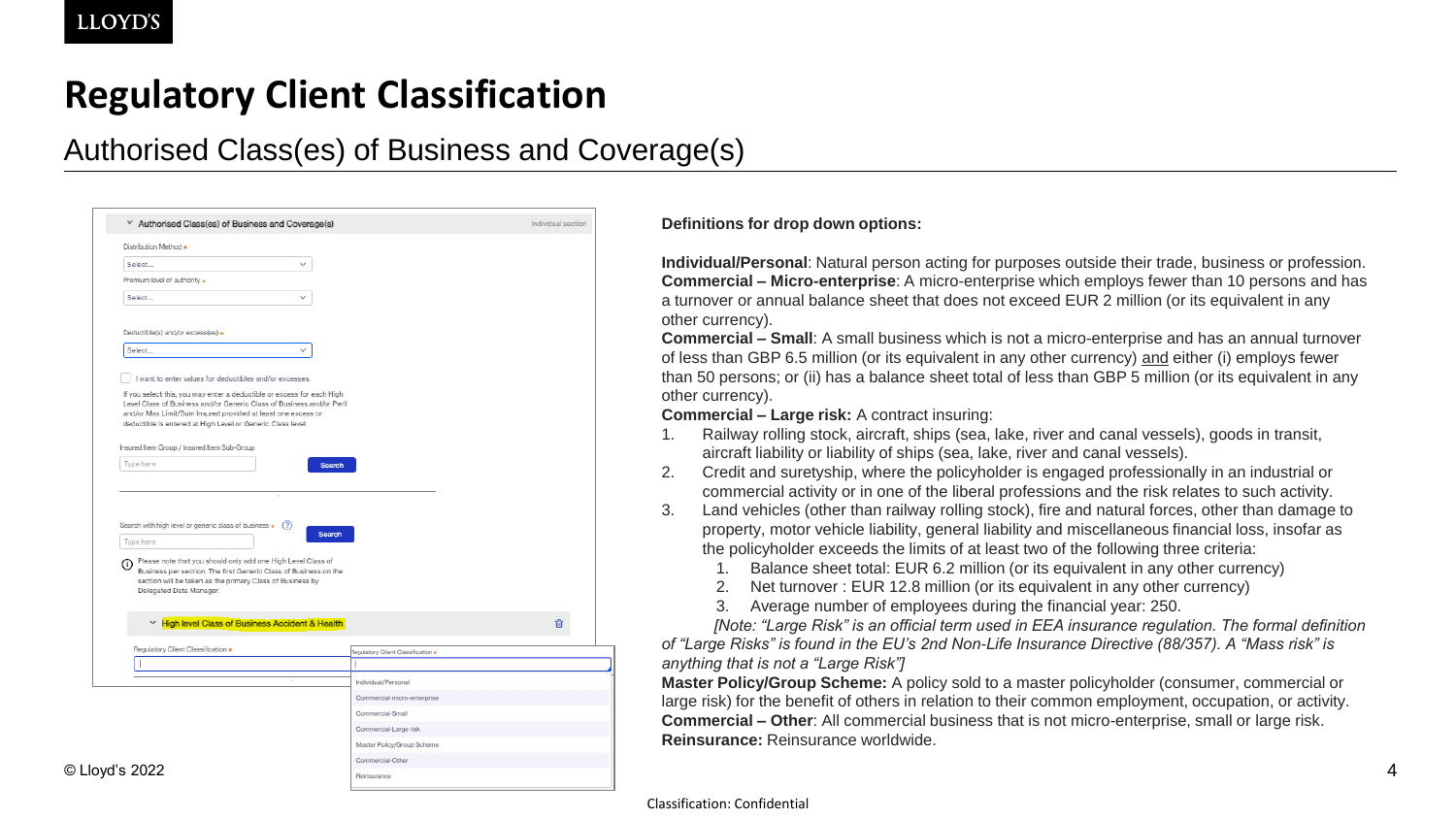# Regulatory Client Classification

## Authorised Class(es) of Business and Coverage(s)

Authorised Class(es) of Business and Coverage(s) — Individual section

Distribution Method *
Select...

Premium level of authority *
Select...

Deductible(s) and/or excess(es) *
Select...

I want to enter values for deductibles and/or excesses.

If you select this, you may enter a deductible or excess for each High Level Class of Business and/or Generic Class of Business and/or Peril and/or Max Limit/Sum Insured provided at least one excess or deductible is entered at High Level or Generic Class level.

Insured Item Group / Insured Item Sub-Group
Type here — Search

Search with high level or generic class of business *
Type here — Search

Please note that you should only add one High Level Class of Business per section. The first Generic Class of Business on the section will be taken as the primary Class of Business by Delegated Data Manager.

High level Class of Business Accident & Health

Regulatory Client Classification *

- Individual/Personal
- Commercial-micro-enterprise
- Commercial-Small
- Commercial-Large risk
- Master Policy/Group Scheme
- Commercial-Other
- Reinsurance

**Definitions for drop down options:**

**Individual/Personal**: Natural person acting for purposes outside their trade, business or profession.
**Commercial – Micro-enterprise**: A micro-enterprise which employs fewer than 10 persons and has a turnover or annual balance sheet that does not exceed EUR 2 million (or its equivalent in any other currency).
**Commercial – Small**: A small business which is not a micro-enterprise and has an annual turnover of less than GBP 6.5 million (or its equivalent in any other currency) and either (i) employs fewer than 50 persons; or (ii) has a balance sheet total of less than GBP 5 million (or its equivalent in any other currency).
**Commercial – Large risk:** A contract insuring:

1. Railway rolling stock, aircraft, ships (sea, lake, river and canal vessels), goods in transit, aircraft liability or liability of ships (sea, lake, river and canal vessels).
2. Credit and suretyship, where the policyholder is engaged professionally in an industrial or commercial activity or in one of the liberal professions and the risk relates to such activity.
3. Land vehicles (other than railway rolling stock), fire and natural forces, other than damage to property, motor vehicle liability, general liability and miscellaneous financial loss, insofar as the policyholder exceeds the limits of at least two of the following three criteria:
   1. Balance sheet total: EUR 6.2 million (or its equivalent in any other currency)
   2. Net turnover : EUR 12.8 million (or its equivalent in any other currency)
   3. Average number of employees during the financial year: 250.

*[Note: "Large Risk" is an official term used in EEA insurance regulation. The formal definition of "Large Risks" is found in the EU's 2nd Non-Life Insurance Directive (88/357). A "Mass risk" is anything that is not a "Large Risk"]*

**Master Policy/Group Scheme:** A policy sold to a master policyholder (consumer, commercial or large risk) for the benefit of others in relation to their common employment, occupation, or activity.
**Commercial – Other**: All commercial business that is not micro-enterprise, small or large risk.
**Reinsurance:** Reinsurance worldwide.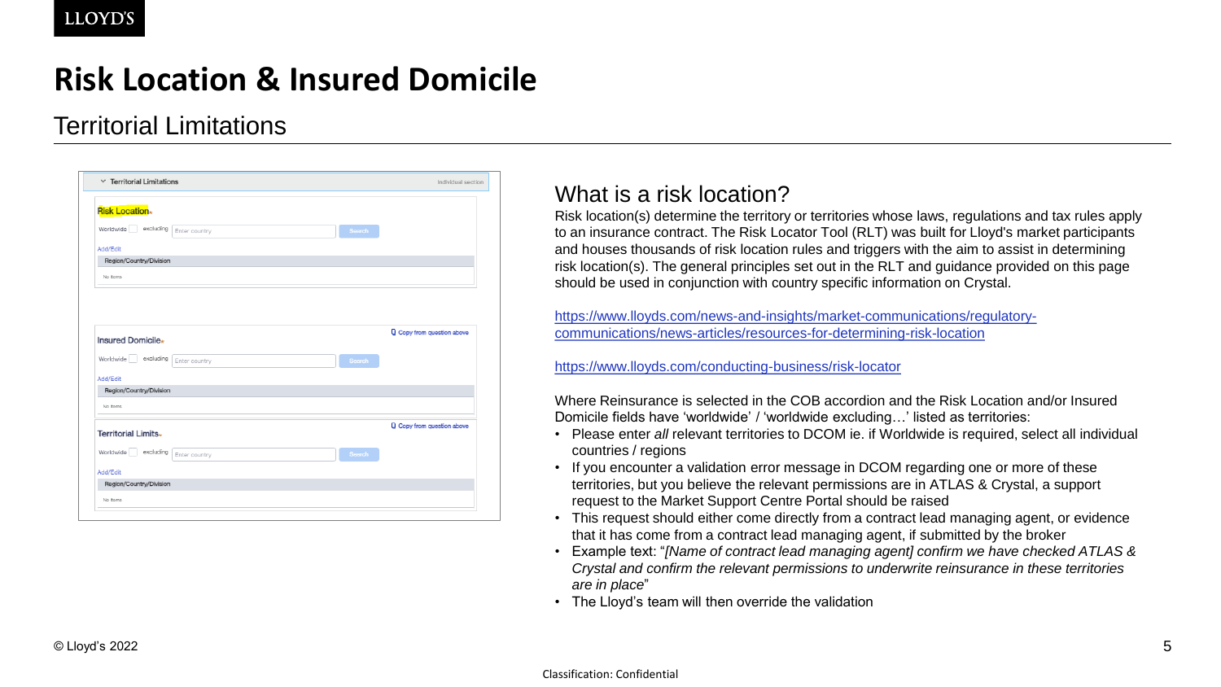# Risk Location & Insured Domicile

## Territorial Limitations

### What is a risk location?

Risk location(s) determine the territory or territories whose laws, regulations and tax rules apply to an insurance contract. The Risk Locator Tool (RLT) was built for Lloyd's market participants and houses thousands of risk location rules and triggers with the aim to assist in determining risk location(s). The general principles set out in the RLT and guidance provided on this page should be used in conjunction with country specific information on Crystal.

https://www.lloyds.com/news-and-insights/market-communications/regulatory-communications/news-articles/resources-for-determining-risk-location

https://www.lloyds.com/conducting-business/risk-locator

Where Reinsurance is selected in the COB accordion and the Risk Location and/or Insured Domicile fields have 'worldwide' / 'worldwide excluding…' listed as territories:

- Please enter *all* relevant territories to DCOM ie. if Worldwide is required, select all individual countries / regions
- If you encounter a validation error message in DCOM regarding one or more of these territories, but you believe the relevant permissions are in ATLAS & Crystal, a support request to the Market Support Centre Portal should be raised
- This request should either come directly from a contract lead managing agent, or evidence that it has come from a contract lead managing agent, if submitted by the broker
- Example text: "*[Name of contract lead managing agent] confirm we have checked ATLAS & Crystal and confirm the relevant permissions to underwrite reinsurance in these territories are in place*"
- The Lloyd's team will then override the validation

© Lloyd's 2022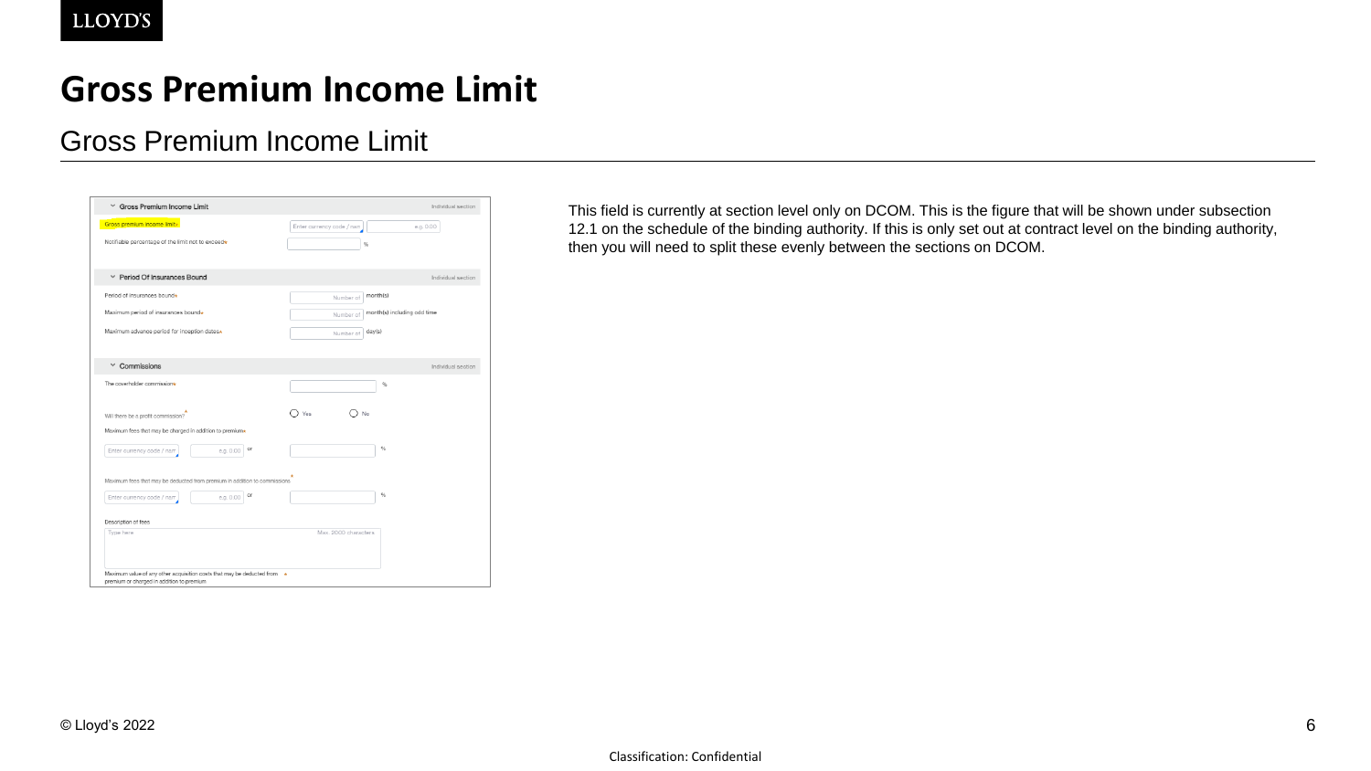# Gross Premium Income Limit

## Gross Premium Income Limit

This field is currently at section level only on DCOM. This is the figure that will be shown under subsection 12.1 on the schedule of the binding authority. If this is only set out at contract level on the binding authority, then you will need to split these evenly between the sections on DCOM.

Classification: Confidential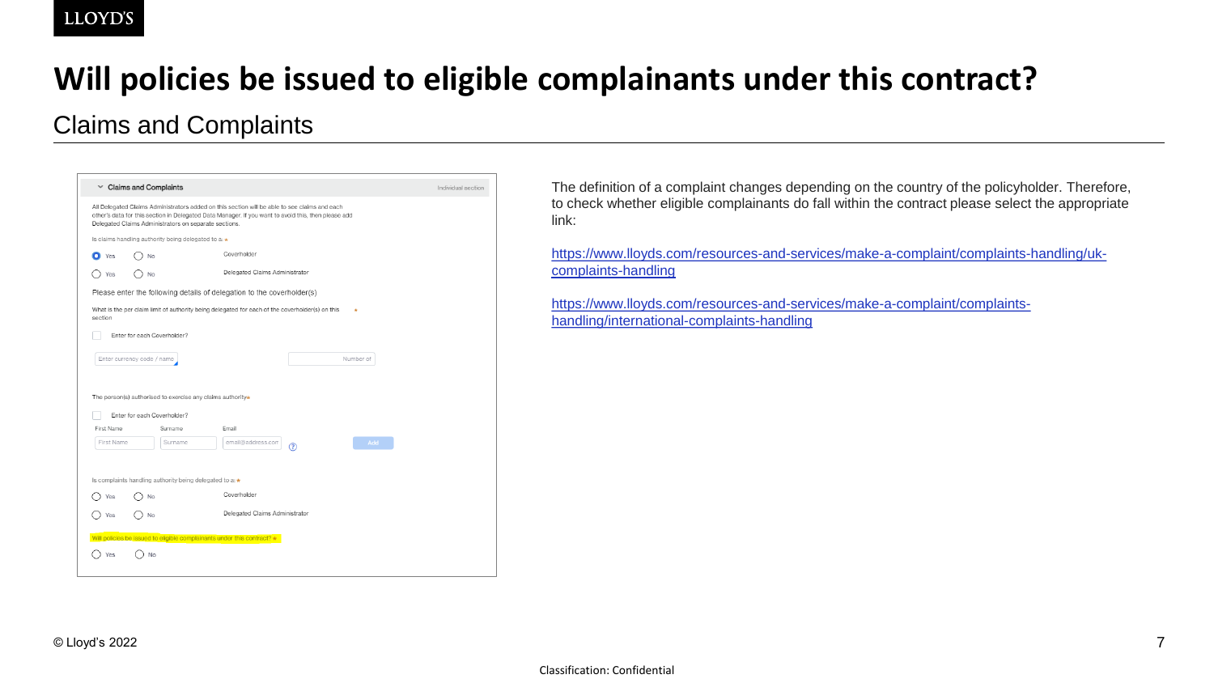# Will policies be issued to eligible complainants under this contract?

## Claims and Complaints

Claims and Complaints — Individual section

All Delegated Claims Administrators added on this section will be able to see claims and each other's data for this section in Delegated Data Manager. If you want to avoid this, then please add Delegated Claims Administrators on separate sections.

Is claims handling authority being delegated to a: *

- Yes / No — Coverholder
- Yes / No — Delegated Claims Administrator

Please enter the following details of delegation to the coverholder(s)

What is the per claim limit of authority being delegated for each of the coverholder(s) on this section *

- Enter for each Coverholder?

Enter currency code / name — Number of

The person(s) authorised to exercise any claims authority*

- Enter for each Coverholder?

First Name | Surname | Email — Add

Is complaints handling authority being delegated to a: *

- Yes / No — Coverholder
- Yes / No — Delegated Claims Administrator

Will policies be issued to eligible complainants under this contract? *

- Yes / No

The definition of a complaint changes depending on the country of the policyholder. Therefore, to check whether eligible complainants do fall within the contract please select the appropriate link:

https://www.lloyds.com/resources-and-services/make-a-complaint/complaints-handling/uk-complaints-handling

https://www.lloyds.com/resources-and-services/make-a-complaint/complaints-handling/international-complaints-handling

© Lloyd's 2022

Classification: Confidential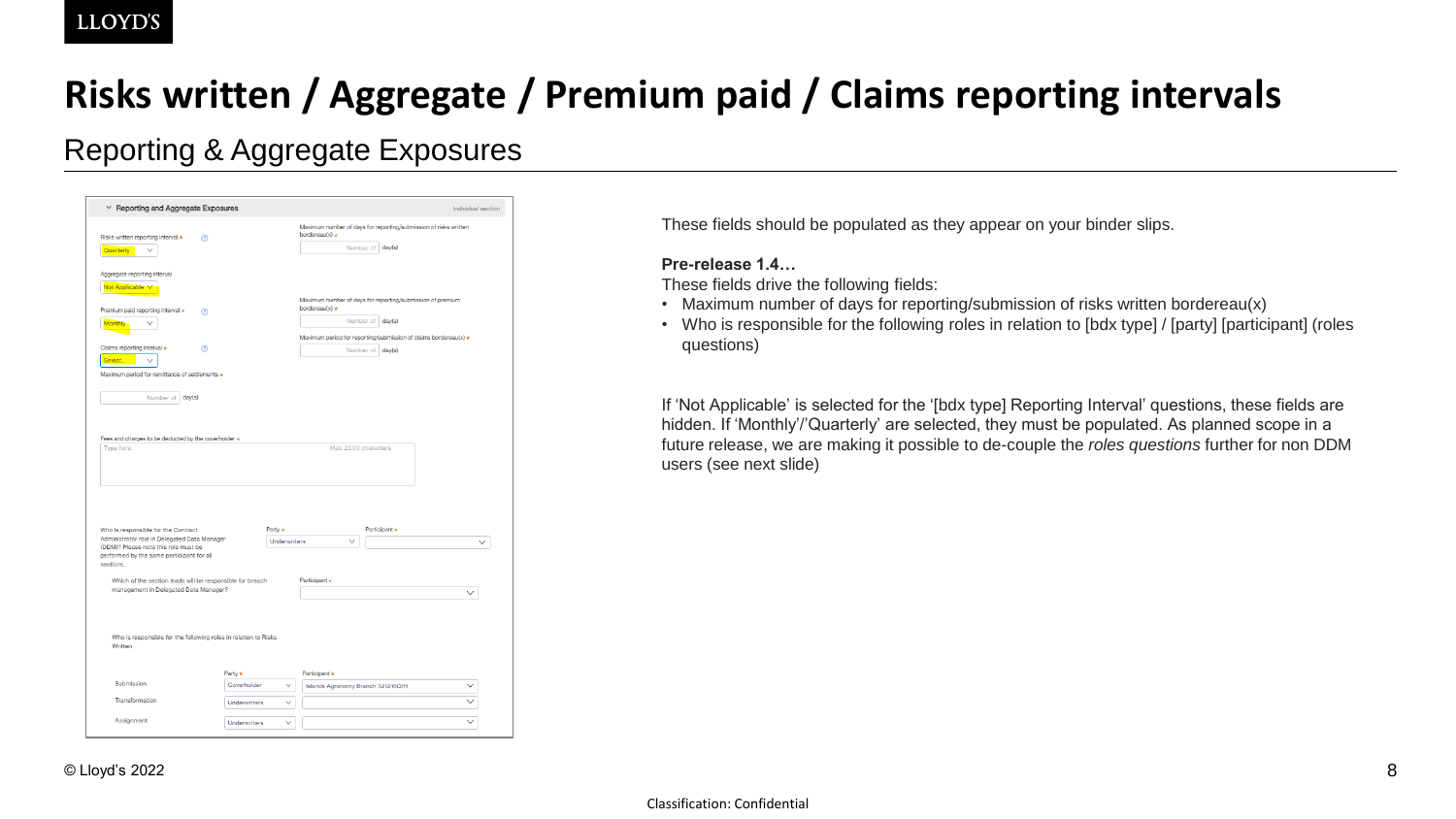# Risks written / Aggregate / Premium paid / Claims reporting intervals

## Reporting & Aggregate Exposures

Reporting and Aggregate Exposures — Individual section

Risks written reporting interval * — Quarterly

Maximum number of days for reporting/submission of risks written bordereau(x) * — Number of day(s)

Aggregate reporting interval — Not Applicable

Premium paid reporting interval * — Monthly

Maximum number of days for reporting/submission of premium bordereau(x) * — Number of day(s)

Maximum period for reporting/submission of claims bordereau(x) * — Number of day(s)

Claims reporting interval * — Select...

Maximum period for remittance of settlements * — Number of day(s)

Fees and charges to be deducted by the coverholder * — Type here — Max. 2000 characters

Who is responsible for the Contract Administrator role in Delegated Data Manager (DDM)? Please note this role must be performed by the same participant for all sections. — Party * Underwriters — Participant *

Which of the section leads will be responsible for breach management in Delegated Data Manager? — Participant *

Who is responsible for the following roles in relation to Risks Written

| | Party * | Participant * |
| --- | --- | --- |
| Submission | Coverholder | Islands Agronomy Branch 321210QIH |
| Transformation | Underwriters | |
| Assignment | Underwriters | |

These fields should be populated as they appear on your binder slips.

**Pre-release 1.4…**

These fields drive the following fields:

- Maximum number of days for reporting/submission of risks written bordereau(x)
- Who is responsible for the following roles in relation to [bdx type] / [party] [participant] (roles questions)

If 'Not Applicable' is selected for the '[bdx type] Reporting Interval' questions, these fields are hidden. If 'Monthly'/'Quarterly' are selected, they must be populated. As planned scope in a future release, we are making it possible to de-couple the *roles questions* further for non DDM users (see next slide)

© Lloyd's 2022

Classification: Confidential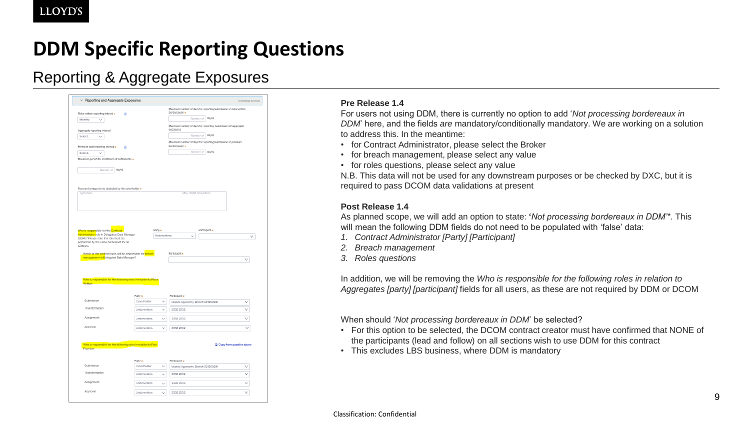# DDM Specific Reporting Questions

## Reporting & Aggregate Exposures

**Pre Release 1.4**

For users not using DDM, there is currently no option to add '*Not processing bordereaux in DDM*' here, and the fields *are* mandatory/conditionally mandatory. We are working on a solution to address this. In the meantime:

- for Contract Administrator, please select the Broker
- for breach management, please select any value
- for roles questions, please select any value

N.B. This data will not be used for any downstream purposes or be checked by DXC, but it is required to pass DCOM data validations at present

**Post Release 1.4**

As planned scope, we will add an option to state: '*Not processing bordereaux in DDM*'*. This will mean the following DDM fields do not need to be populated with 'false' data:

1. *Contract Administrator [Party] [Participant]*
2. *Breach management*
3. *Roles questions*

In addition, we will be removing the *Who is responsible for the following roles in relation to Aggregates [party] [participant]* fields for all users, as these are not required by DDM or DCOM

When should '*Not processing bordereaux in DDM*' be selected?

- For this option to be selected, the DCOM contract creator must have confirmed that NONE of the participants (lead and follow) on all sections wish to use DDM for this contract
- This excludes LBS business, where DDM is mandatory

Classification: Confidential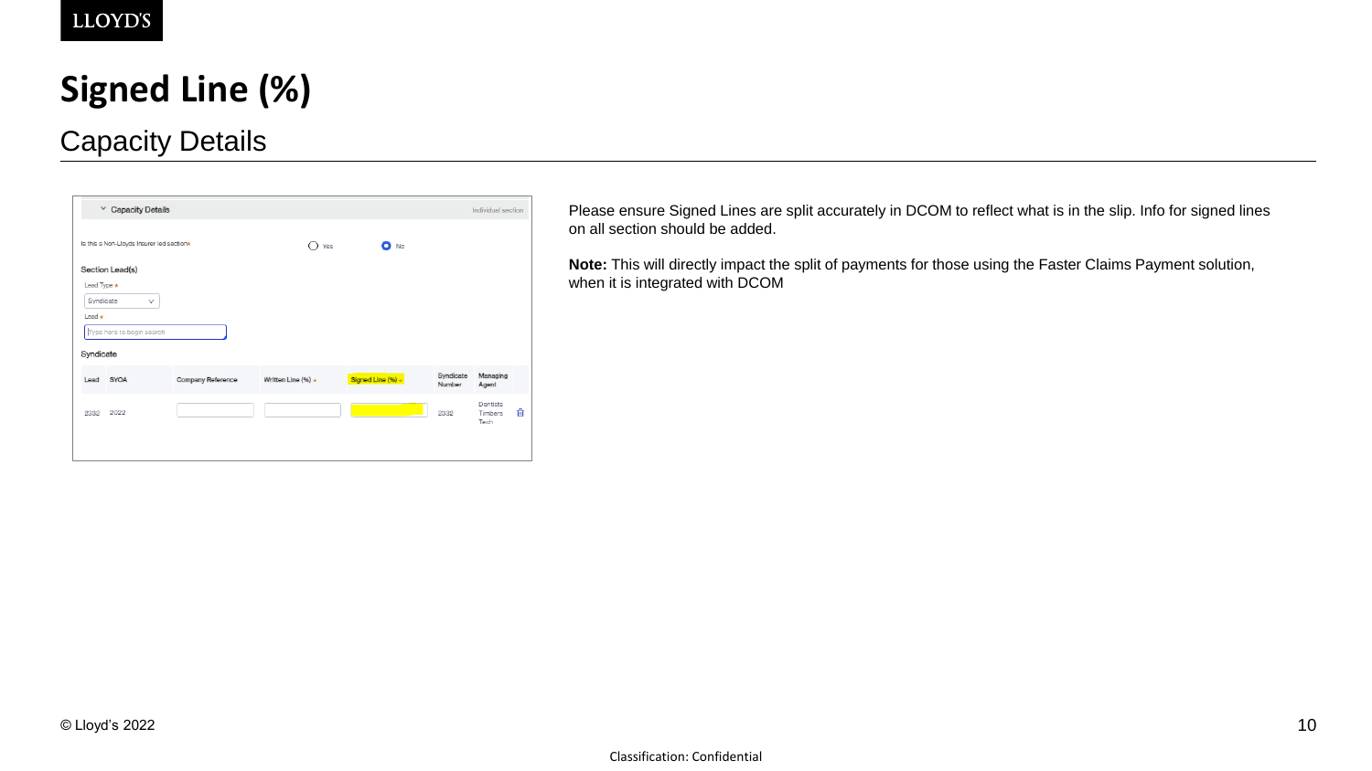# Signed Line (%)

## Capacity Details

Capacity Details — Individual section

Is this a Non-Lloyds Insurer led section* ◯ Yes ◉ No

Section Lead(s)

Lead Type *

Syndicate

Lead *

Type here to begin search

Syndicate

| Lead | SYOA | Company Reference | Written Line (%) * | Signed Line (%) * | Syndicate Number | Managing Agent |
|---|---|---|---|---|---|---|
| 2332 | 2022 | | | | 2332 | Dentists Timbers Tech |

Please ensure Signed Lines are split accurately in DCOM to reflect what is in the slip. Info for signed lines on all section should be added.

**Note:** This will directly impact the split of payments for those using the Faster Claims Payment solution, when it is integrated with DCOM

© Lloyd's 2022

Classification: Confidential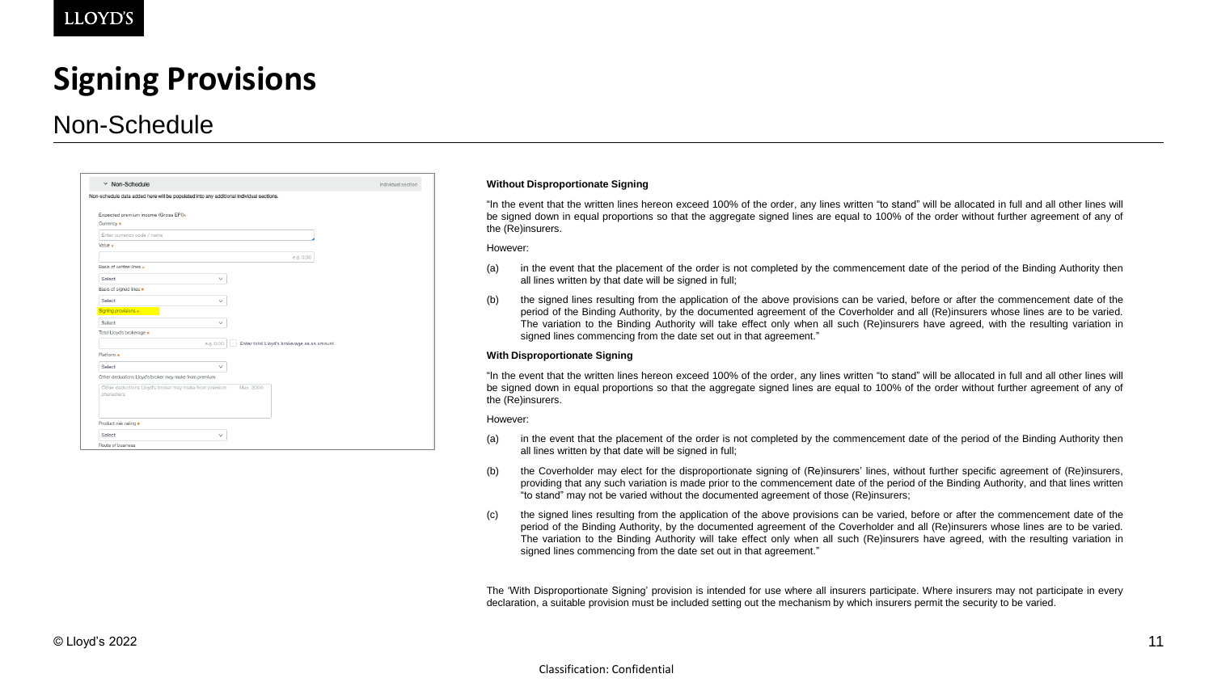# Signing Provisions

## Non-Schedule

Non-Schedule — Individual section

Non-schedule data added here will be populated into any additional individual sections.

Expected premium income (Gross EPI) *

Currency *

Enter currency code / name

Value *

e.g. 0.00

Basis of written lines *

Select

Basis of signed lines *

Select

Signing provisions *

Select

Total Lloyd's brokerage *

e.g. 0.00 — Enter total Lloyd's brokerage as an amount

Platform *

Select

Other deductions Lloyd's broker may make from premium

Other deductions Lloyd's broker may make from premium — Max. 2000 characters

Product risk rating *

Select

Route of business

**Without Disproportionate Signing**

"In the event that the written lines hereon exceed 100% of the order, any lines written "to stand" will be allocated in full and all other lines will be signed down in equal proportions so that the aggregate signed lines are equal to 100% of the order without further agreement of any of the (Re)insurers.

However:

(a) in the event that the placement of the order is not completed by the commencement date of the period of the Binding Authority then all lines written by that date will be signed in full;

(b) the signed lines resulting from the application of the above provisions can be varied, before or after the commencement date of the period of the Binding Authority, by the documented agreement of the Coverholder and all (Re)insurers whose lines are to be varied. The variation to the Binding Authority will take effect only when all such (Re)insurers have agreed, with the resulting variation in signed lines commencing from the date set out in that agreement."

**With Disproportionate Signing**

"In the event that the written lines hereon exceed 100% of the order, any lines written "to stand" will be allocated in full and all other lines will be signed down in equal proportions so that the aggregate signed lines are equal to 100% of the order without further agreement of any of the (Re)insurers.

However:

(a) in the event that the placement of the order is not completed by the commencement date of the period of the Binding Authority then all lines written by that date will be signed in full;

(b) the Coverholder may elect for the disproportionate signing of (Re)insurers' lines, without further specific agreement of (Re)insurers, providing that any such variation is made prior to the commencement date of the period of the Binding Authority, and that lines written "to stand" may not be varied without the documented agreement of those (Re)insurers;

(c) the signed lines resulting from the application of the above provisions can be varied, before or after the commencement date of the period of the Binding Authority, by the documented agreement of the Coverholder and all (Re)insurers whose lines are to be varied. The variation to the Binding Authority will take effect only when all such (Re)insurers have agreed, with the resulting variation in signed lines commencing from the date set out in that agreement."

The 'With Disproportionate Signing' provision is intended for use where all insurers participate. Where insurers may not participate in every declaration, a suitable provision must be included setting out the mechanism by which insurers permit the security to be varied.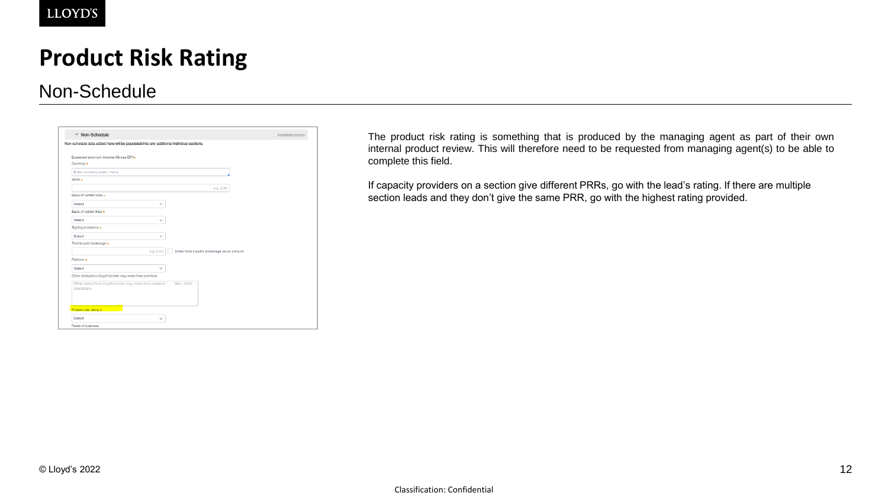# Product Risk Rating

## Non-Schedule

The product risk rating is something that is produced by the managing agent as part of their own internal product review. This will therefore need to be requested from managing agent(s) to be able to complete this field.

If capacity providers on a section give different PRRs, go with the lead's rating. If there are multiple section leads and they don't give the same PRR, go with the highest rating provided.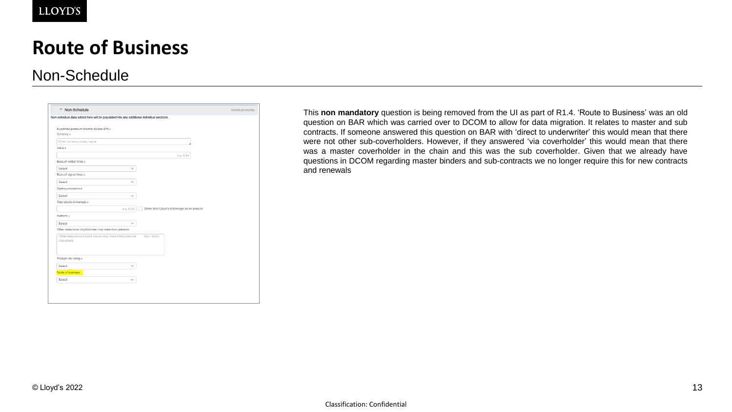# Route of Business

## Non-Schedule

Non-Schedule — Individual section

Non-schedule data added here will be populated into any additional individual sections.

Expected premium income (Gross EPI) *

Currency *

Enter currency code / name

Value *

e.g. 0.00

Basis of written lines *

Select

Basis of signed lines *

Select

Signing provisions *

Select

Total Lloyd's brokerage *

e.g. 0.00 — Enter total Lloyd's brokerage as an amount

Platform *

Select

Other deductions Lloyd's broker may make from premium

Other deductions Lloyd's broker may make from premium — Max. 2000 characters

Product risk rating *

Select

Route of business

Select

This **non mandatory** question is being removed from the UI as part of R1.4. 'Route to Business' was an old question on BAR which was carried over to DCOM to allow for data migration. It relates to master and sub contracts. If someone answered this question on BAR with 'direct to underwriter' this would mean that there were not other sub-coverholders. However, if they answered 'via coverholder' this would mean that there was a master coverholder in the chain and this was the sub coverholder. Given that we already have questions in DCOM regarding master binders and sub-contracts we no longer require this for new contracts and renewals

© Lloyd's 2022

Classification: Confidential